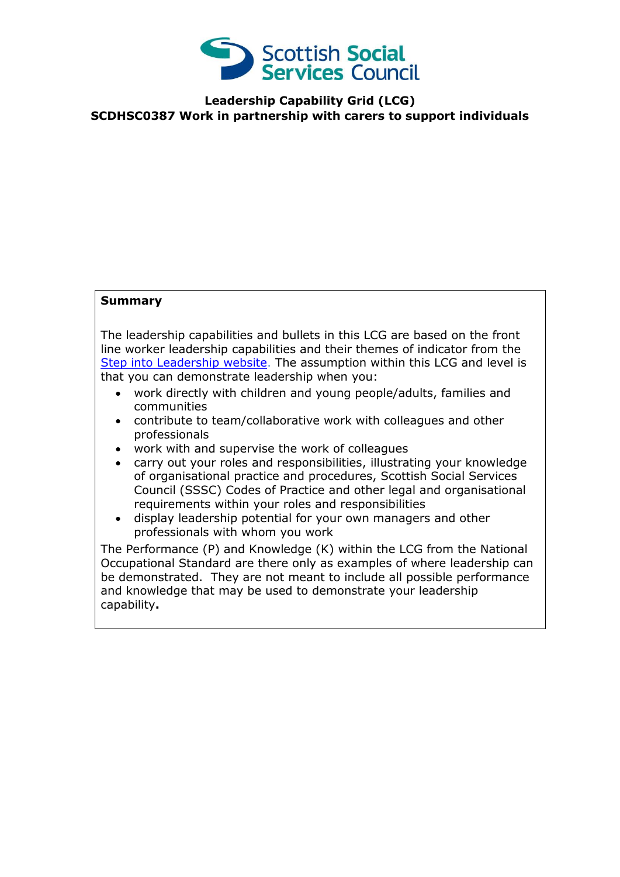Scottish Social Services Council

**Leadership Capability Grid (LCG)**
**SCDHSC0387 Work in partnership with carers to support individuals**

**Summary**

The leadership capabilities and bullets in this LCG are based on the front line worker leadership capabilities and their themes of indicator from the Step into Leadership website. The assumption within this LCG and level is that you can demonstrate leadership when you:

- work directly with children and young people/adults, families and communities
- contribute to team/collaborative work with colleagues and other professionals
- work with and supervise the work of colleagues
- carry out your roles and responsibilities, illustrating your knowledge of organisational practice and procedures, Scottish Social Services Council (SSSC) Codes of Practice and other legal and organisational requirements within your roles and responsibilities
- display leadership potential for your own managers and other professionals with whom you work

The Performance (P) and Knowledge (K) within the LCG from the National Occupational Standard are there only as examples of where leadership can be demonstrated. They are not meant to include all possible performance and knowledge that may be used to demonstrate your leadership capability**.**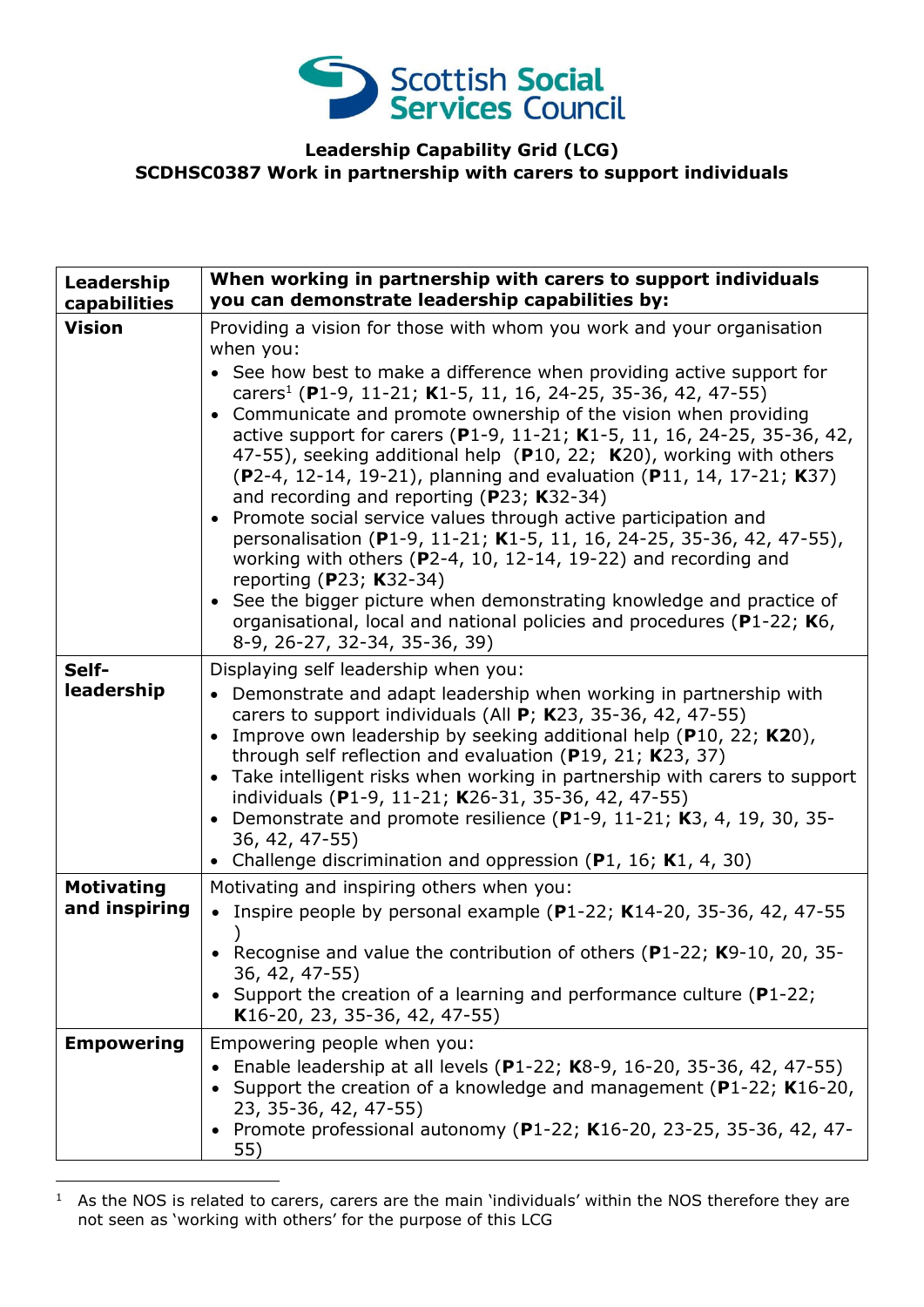Scottish Social Services Council

**Leadership Capability Grid (LCG)**
**SCDHSC0387 Work in partnership with carers to support individuals**

| **Leadership capabilities** | **When working in partnership with carers to support individuals you can demonstrate leadership capabilities by:** |
|---|---|
| **Vision** | Providing a vision for those with whom you work and your organisation when you:<br>• See how best to make a difference when providing active support for carers[1] (**P**1-9, 11-21; **K**1-5, 11, 16, 24-25, 35-36, 42, 47-55)<br>• Communicate and promote ownership of the vision when providing active support for carers (**P**1-9, 11-21; **K**1-5, 11, 16, 24-25, 35-36, 42, 47-55), seeking additional help (**P**10, 22; **K**20), working with others (**P**2-4, 12-14, 19-21), planning and evaluation (**P**11, 14, 17-21; **K**37) and recording and reporting (**P**23; **K**32-34)<br>• Promote social service values through active participation and personalisation (**P**1-9, 11-21; **K**1-5, 11, 16, 24-25, 35-36, 42, 47-55), working with others (**P**2-4, 10, 12-14, 19-22) and recording and reporting (**P**23; **K**32-34)<br>• See the bigger picture when demonstrating knowledge and practice of organisational, local and national policies and procedures (**P**1-22; **K**6, 8-9, 26-27, 32-34, 35-36, 39) |
| **Self-leadership** | Displaying self leadership when you:<br>• Demonstrate and adapt leadership when working in partnership with carers to support individuals (All **P**; **K**23, 35-36, 42, 47-55)<br>• Improve own leadership by seeking additional help (**P**10, 22; **K**20), through self reflection and evaluation (**P**19, 21; **K**23, 37)<br>• Take intelligent risks when working in partnership with carers to support individuals (**P**1-9, 11-21; **K**26-31, 35-36, 42, 47-55)<br>• Demonstrate and promote resilience (**P**1-9, 11-21; **K**3, 4, 19, 30, 35-36, 42, 47-55)<br>• Challenge discrimination and oppression (**P**1, 16; **K**1, 4, 30) |
| **Motivating and inspiring** | Motivating and inspiring others when you:<br>• Inspire people by personal example (**P**1-22; **K**14-20, 35-36, 42, 47-55 )<br>• Recognise and value the contribution of others (**P**1-22; **K**9-10, 20, 35-36, 42, 47-55)<br>• Support the creation of a learning and performance culture (**P**1-22; **K**16-20, 23, 35-36, 42, 47-55) |
| **Empowering** | Empowering people when you:<br>• Enable leadership at all levels (**P**1-22; **K**8-9, 16-20, 35-36, 42, 47-55)<br>• Support the creation of a knowledge and management (**P**1-22; **K**16-20, 23, 35-36, 42, 47-55)<br>• Promote professional autonomy (**P**1-22; **K**16-20, 23-25, 35-36, 42, 47-55) |

[1] As the NOS is related to carers, carers are the main 'individuals' within the NOS therefore they are not seen as 'working with others' for the purpose of this LCG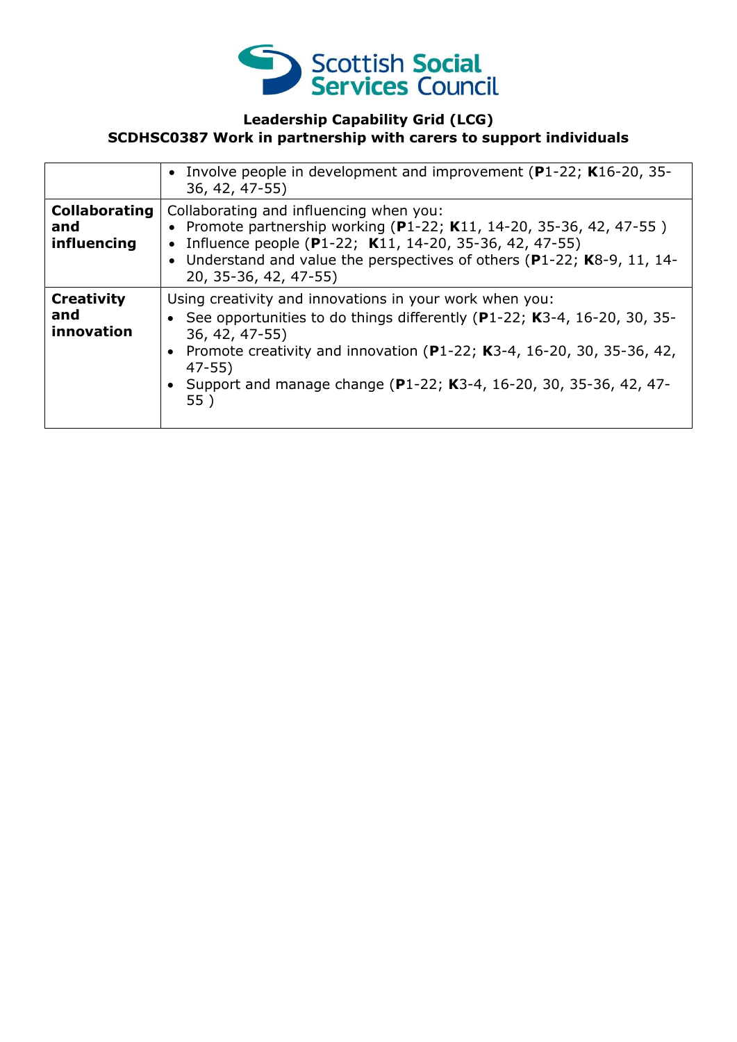**Leadership Capability Grid (LCG)**
**SCDHSC0387 Work in partnership with carers to support individuals**

| | |
|---|---|
| | • Involve people in development and improvement (**P**1-22; **K**16-20, 35-36, 42, 47-55) |
| **Collaborating and influencing** | Collaborating and influencing when you:<br>• Promote partnership working (**P**1-22; **K**11, 14-20, 35-36, 42, 47-55 )<br>• Influence people (**P**1-22; **K**11, 14-20, 35-36, 42, 47-55)<br>• Understand and value the perspectives of others (**P**1-22; **K**8-9, 11, 14-20, 35-36, 42, 47-55) |
| **Creativity and innovation** | Using creativity and innovations in your work when you:<br>• See opportunities to do things differently (**P**1-22; **K**3-4, 16-20, 30, 35-36, 42, 47-55)<br>• Promote creativity and innovation (**P**1-22; **K**3-4, 16-20, 30, 35-36, 42, 47-55)<br>• Support and manage change (**P**1-22; **K**3-4, 16-20, 30, 35-36, 42, 47-55 ) |